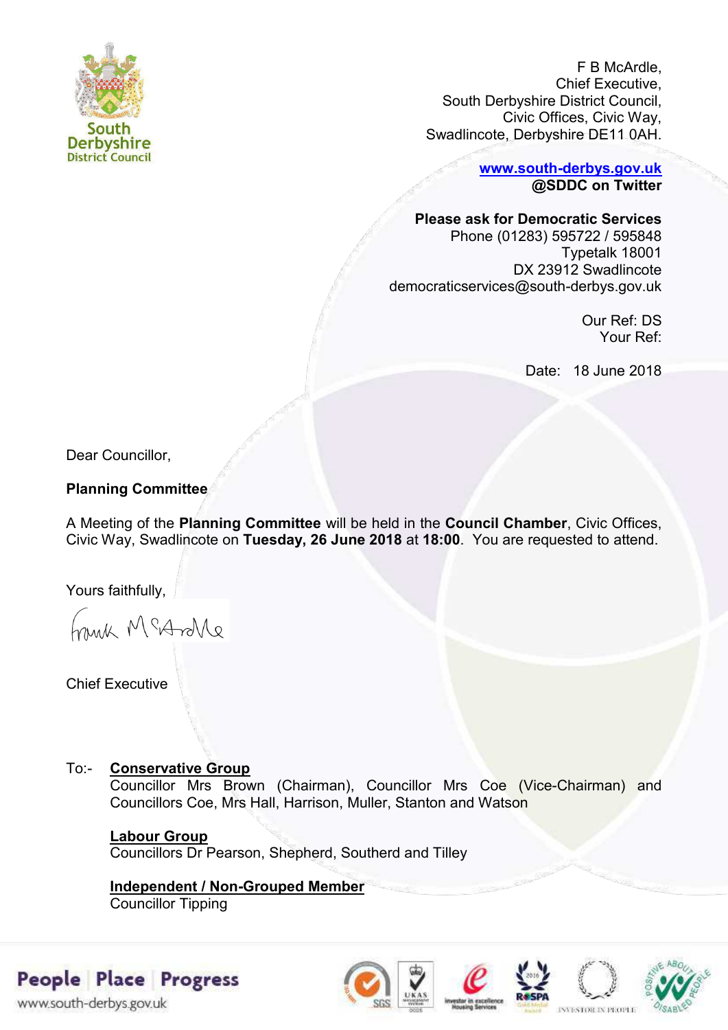South Derbyshire District Council

F B McArdle,
Chief Executive,
South Derbyshire District Council,
Civic Offices, Civic Way,
Swadlincote, Derbyshire DE11 0AH.

**www.south-derbys.gov.uk**
**@SDDC on Twitter**

**Please ask for Democratic Services**
Phone (01283) 595722 / 595848
Typetalk 18001
DX 23912 Swadlincote
democraticservices@south-derbys.gov.uk

Our Ref: DS
Your Ref:

Date: 18 June 2018

Dear Councillor,

**Planning Committee**

A Meeting of the **Planning Committee** will be held in the **Council Chamber**, Civic Offices, Civic Way, Swadlincote on **Tuesday, 26 June 2018** at **18:00**. You are requested to attend.

Yours faithfully,

Frank McArdle

Chief Executive

To:- **Conservative Group**
Councillor Mrs Brown (Chairman), Councillor Mrs Coe (Vice-Chairman) and Councillors Coe, Mrs Hall, Harrison, Muller, Stanton and Watson

**Labour Group**
Councillors Dr Pearson, Shepherd, Southerd and Tilley

**Independent / Non-Grouped Member**
Councillor Tipping

People | Place | Progress
www.south-derbys.gov.uk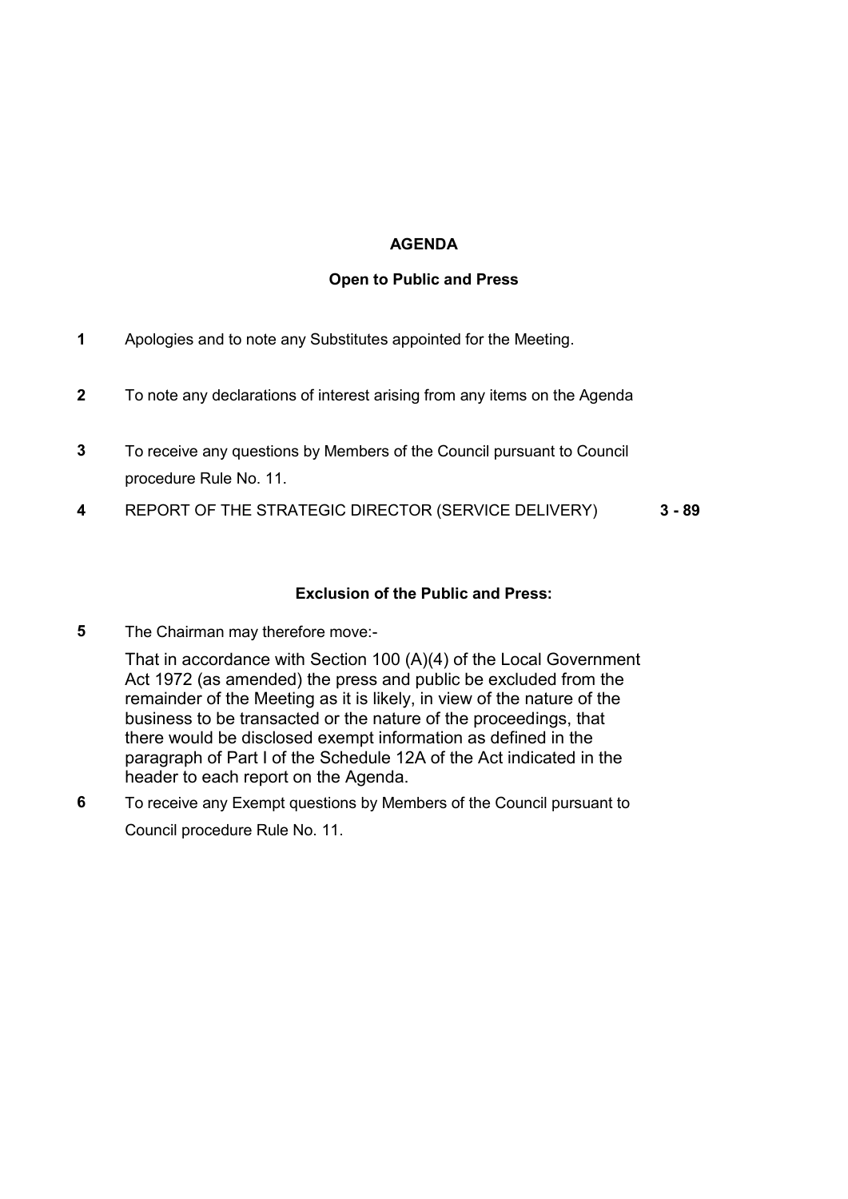**AGENDA**

**Open to Public and Press**

1. Apologies and to note any Substitutes appointed for the Meeting.

2. To note any declarations of interest arising from any items on the Agenda

3. To receive any questions by Members of the Council pursuant to Council procedure Rule No. 11.

4. REPORT OF THE STRATEGIC DIRECTOR (SERVICE DELIVERY) **3 - 89**

**Exclusion of the Public and Press:**

5. The Chairman may therefore move:-

   That in accordance with Section 100 (A)(4) of the Local Government Act 1972 (as amended) the press and public be excluded from the remainder of the Meeting as it is likely, in view of the nature of the business to be transacted or the nature of the proceedings, that there would be disclosed exempt information as defined in the paragraph of Part I of the Schedule 12A of the Act indicated in the header to each report on the Agenda.

6. To receive any Exempt questions by Members of the Council pursuant to Council procedure Rule No. 11.